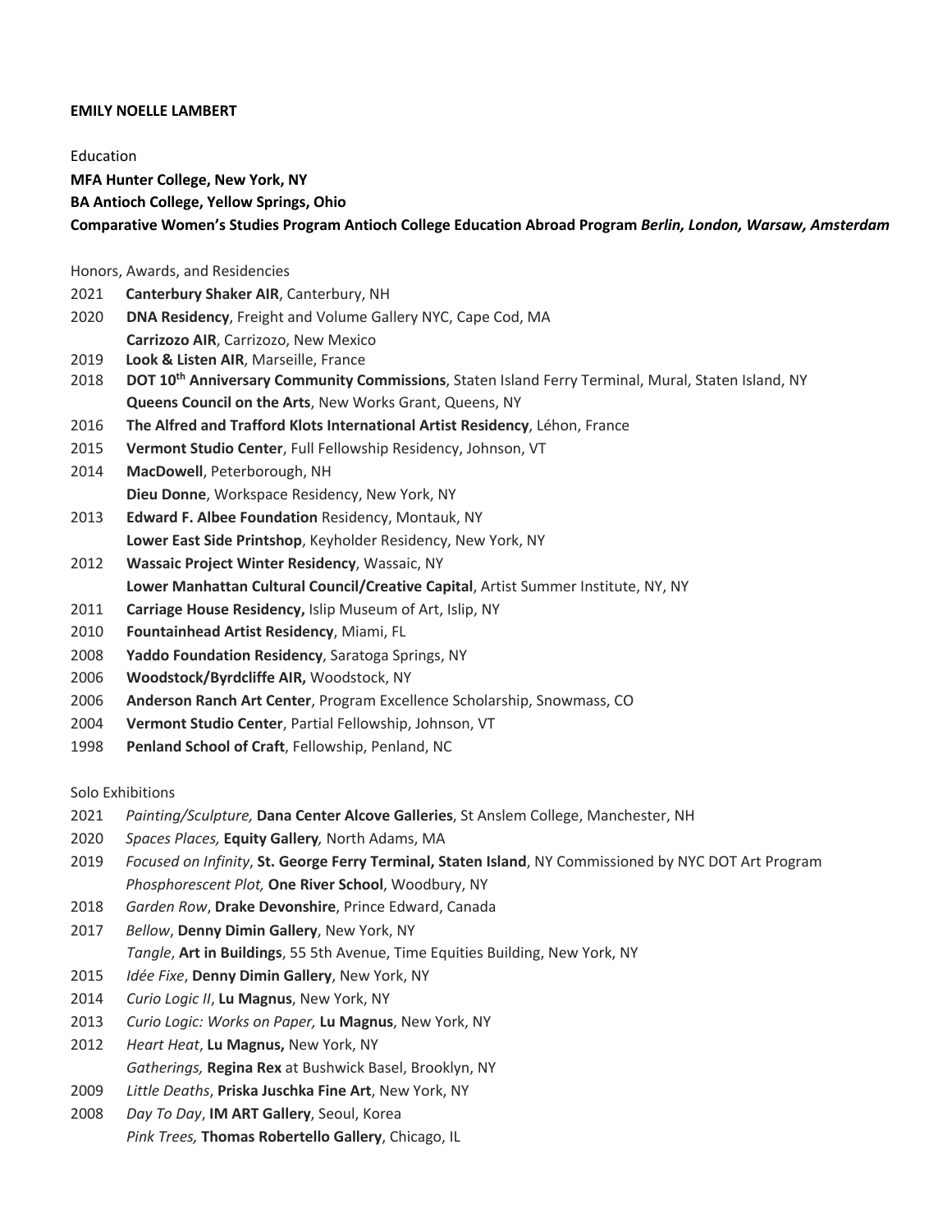**EMILY NOELLE LAMBERT**

Education

**MFA Hunter College, New York, NY**

**BA Antioch College, Yellow Springs, Ohio**

**Comparative Women's Studies Program Antioch College Education Abroad Program *Berlin, London, Warsaw, Amsterdam***

Honors, Awards, and Residencies

2021 **Canterbury Shaker AIR**, Canterbury, NH

2020 **DNA Residency**, Freight and Volume Gallery NYC, Cape Cod, MA
**Carrizozo AIR**, Carrizozo, New Mexico

2019 **Look & Listen AIR**, Marseille, France

2018 **DOT 10th Anniversary Community Commissions**, Staten Island Ferry Terminal, Mural, Staten Island, NY
**Queens Council on the Arts**, New Works Grant, Queens, NY

2016 **The Alfred and Trafford Klots International Artist Residency**, Léhon, France

2015 **Vermont Studio Center**, Full Fellowship Residency, Johnson, VT

2014 **MacDowell**, Peterborough, NH
**Dieu Donne**, Workspace Residency, New York, NY

2013 **Edward F. Albee Foundation** Residency, Montauk, NY
**Lower East Side Printshop**, Keyholder Residency, New York, NY

2012 **Wassaic Project Winter Residency**, Wassaic, NY
**Lower Manhattan Cultural Council/Creative Capital**, Artist Summer Institute, NY, NY

2011 **Carriage House Residency,** Islip Museum of Art, Islip, NY

2010 **Fountainhead Artist Residency**, Miami, FL

2008 **Yaddo Foundation Residency**, Saratoga Springs, NY

2006 **Woodstock/Byrdcliffe AIR,** Woodstock, NY

2006 **Anderson Ranch Art Center**, Program Excellence Scholarship, Snowmass, CO

2004 **Vermont Studio Center**, Partial Fellowship, Johnson, VT

1998 **Penland School of Craft**, Fellowship, Penland, NC

Solo Exhibitions

2021 *Painting/Sculpture,* **Dana Center Alcove Galleries**, St Anslem College, Manchester, NH

2020 *Spaces Places,* **Equity Gallery***,* North Adams, MA

2019 *Focused on Infinity*, **St. George Ferry Terminal, Staten Island**, NY Commissioned by NYC DOT Art Program
*Phosphorescent Plot,* **One River School**, Woodbury, NY

2018 *Garden Row*, **Drake Devonshire**, Prince Edward, Canada

2017 *Bellow*, **Denny Dimin Gallery**, New York, NY
*Tangle*, **Art in Buildings**, 55 5th Avenue, Time Equities Building, New York, NY

2015 *Idée Fixe*, **Denny Dimin Gallery**, New York, NY

2014 *Curio Logic II*, **Lu Magnus**, New York, NY

2013 *Curio Logic: Works on Paper,* **Lu Magnus**, New York, NY

2012 *Heart Heat*, **Lu Magnus,** New York, NY
*Gatherings,* **Regina Rex** at Bushwick Basel, Brooklyn, NY

2009 *Little Deaths*, **Priska Juschka Fine Art**, New York, NY

2008 *Day To Day*, **IM ART Gallery**, Seoul, Korea
*Pink Trees,* **Thomas Robertello Gallery**, Chicago, IL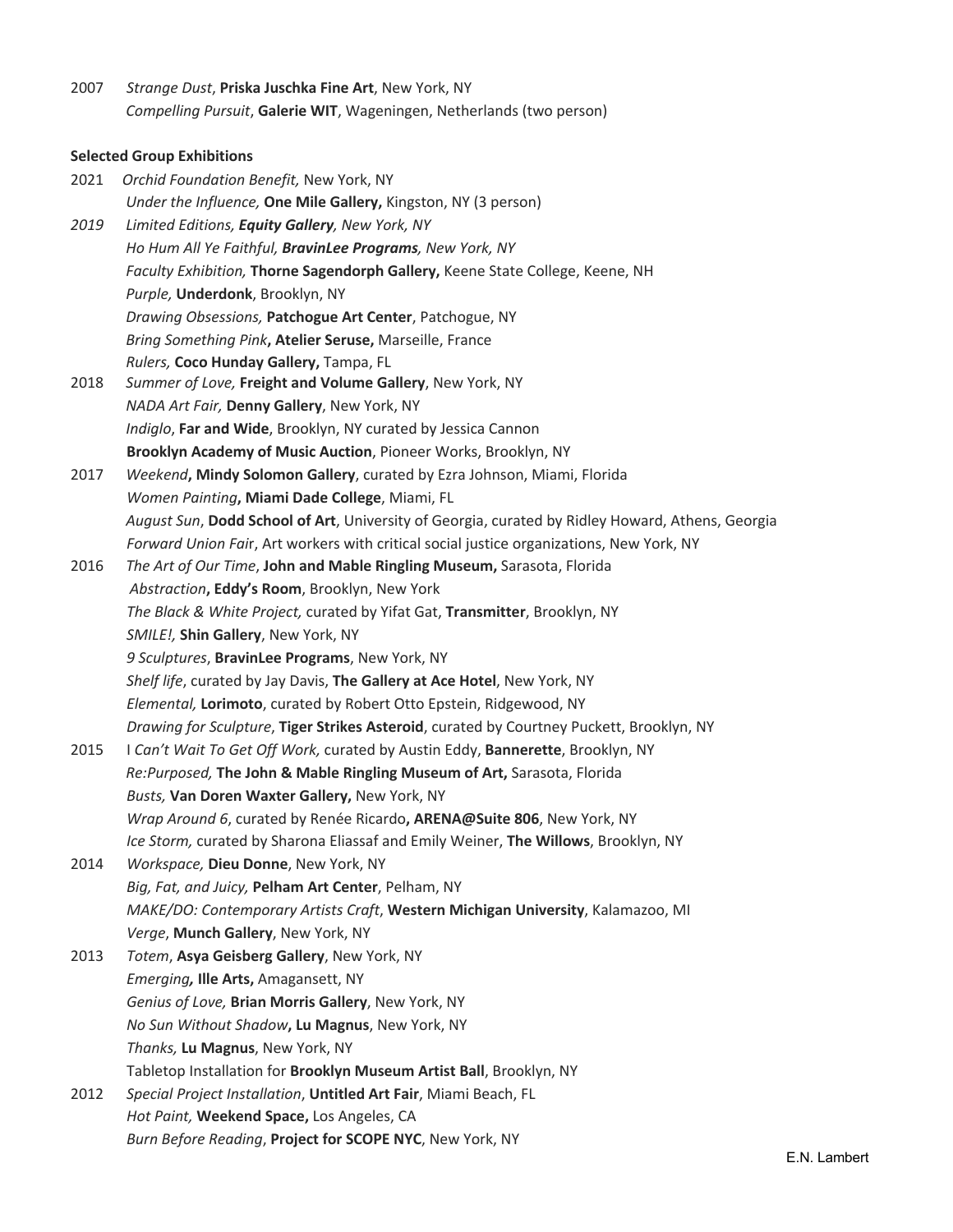2007 *Strange Dust*, **Priska Juschka Fine Art**, New York, NY
*Compelling Pursuit*, **Galerie WIT**, Wageningen, Netherlands (two person)

**Selected Group Exhibitions**

2021 *Orchid Foundation Benefit,* New York, NY
*Under the Influence,* **One Mile Gallery,** Kingston, NY (3 person)

*2019 Limited Editions, **Equity Gallery**, New York, NY*
*Ho Hum All Ye Faithful, **BravinLee Programs**, New York, NY*
*Faculty Exhibition,* **Thorne Sagendorph Gallery,** Keene State College, Keene, NH
*Purple,* **Underdonk**, Brooklyn, NY
*Drawing Obsessions,* **Patchogue Art Center**, Patchogue, NY
*Bring Something Pink***, Atelier Seruse,** Marseille, France
*Rulers,* **Coco Hunday Gallery,** Tampa, FL

2018 *Summer of Love,* **Freight and Volume Gallery**, New York, NY
*NADA Art Fair,* **Denny Gallery**, New York, NY
*Indiglo*, **Far and Wide**, Brooklyn, NY curated by Jessica Cannon
**Brooklyn Academy of Music Auction**, Pioneer Works, Brooklyn, NY

2017 *Weekend***, Mindy Solomon Gallery**, curated by Ezra Johnson, Miami, Florida
*Women Painting***, Miami Dade College**, Miami, FL
*August Sun*, **Dodd School of Art**, University of Georgia, curated by Ridley Howard, Athens, Georgia
*Forward Union Fair*, Art workers with critical social justice organizations, New York, NY

2016 *The Art of Our Time*, **John and Mable Ringling Museum,** Sarasota, Florida
*Abstraction***, Eddy's Room**, Brooklyn, New York
*The Black & White Project,* curated by Yifat Gat, **Transmitter**, Brooklyn, NY
*SMILE!,* **Shin Gallery**, New York, NY
*9 Sculptures*, **BravinLee Programs**, New York, NY
*Shelf life*, curated by Jay Davis, **The Gallery at Ace Hotel**, New York, NY
*Elemental,* **Lorimoto**, curated by Robert Otto Epstein, Ridgewood, NY
*Drawing for Sculpture*, **Tiger Strikes Asteroid**, curated by Courtney Puckett, Brooklyn, NY

2015 I *Can't Wait To Get Off Work,* curated by Austin Eddy, **Bannerette**, Brooklyn, NY
*Re:Purposed,* **The John & Mable Ringling Museum of Art,** Sarasota, Florida
*Busts,* **Van Doren Waxter Gallery,** New York, NY
*Wrap Around 6*, curated by Renée Ricardo**, ARENA@Suite 806**, New York, NY
*Ice Storm,* curated by Sharona Eliassaf and Emily Weiner, **The Willows**, Brooklyn, NY

2014 *Workspace,* **Dieu Donne**, New York, NY
*Big, Fat, and Juicy,* **Pelham Art Center**, Pelham, NY
*MAKE/DO: Contemporary Artists Craft*, **Western Michigan University**, Kalamazoo, MI
*Verge*, **Munch Gallery**, New York, NY

2013 *Totem*, **Asya Geisberg Gallery**, New York, NY
*Emerging***, Ille Arts,** Amagansett, NY
*Genius of Love,* **Brian Morris Gallery**, New York, NY
*No Sun Without Shadow***, Lu Magnus**, New York, NY
*Thanks,* **Lu Magnus**, New York, NY
Tabletop Installation for **Brooklyn Museum Artist Ball**, Brooklyn, NY

2012 *Special Project Installation*, **Untitled Art Fair**, Miami Beach, FL
*Hot Paint,* **Weekend Space,** Los Angeles, CA
*Burn Before Reading*, **Project for SCOPE NYC**, New York, NY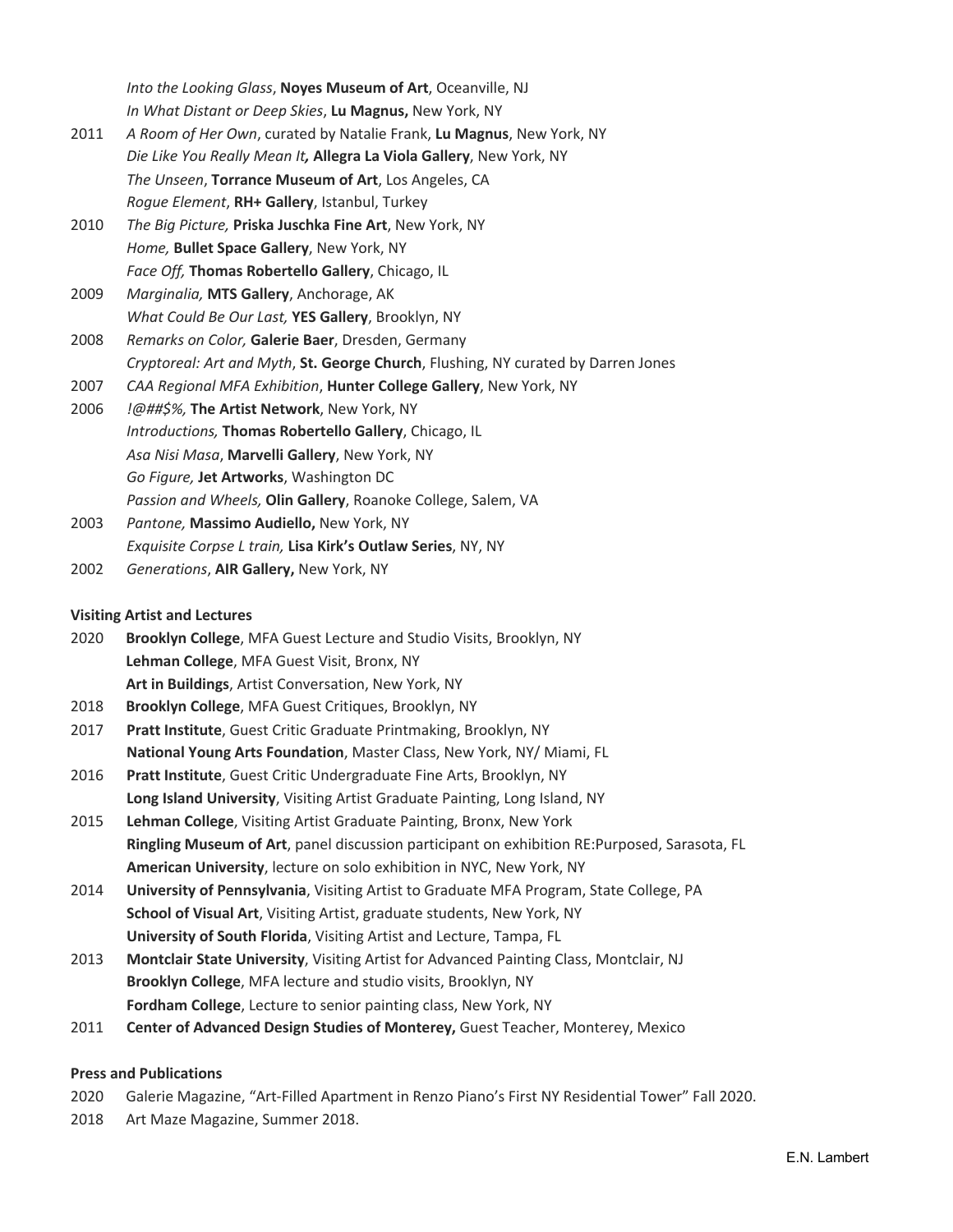*Into the Looking Glass*, **Noyes Museum of Art**, Oceanville, NJ
*In What Distant or Deep Skies*, **Lu Magnus,** New York, NY

2011 *A Room of Her Own*, curated by Natalie Frank, **Lu Magnus**, New York, NY
*Die Like You Really Mean It***,** **Allegra La Viola Gallery**, New York, NY
*The Unseen*, **Torrance Museum of Art**, Los Angeles, CA
*Rogue Element*, **RH+ Gallery**, Istanbul, Turkey

2010 *The Big Picture,* **Priska Juschka Fine Art**, New York, NY
*Home,* **Bullet Space Gallery**, New York, NY
*Face Off,* **Thomas Robertello Gallery**, Chicago, IL

2009 *Marginalia,* **MTS Gallery**, Anchorage, AK
*What Could Be Our Last,* **YES Gallery**, Brooklyn, NY

2008 *Remarks on Color,* **Galerie Baer**, Dresden, Germany
*Cryptoreal: Art and Myth*, **St. George Church**, Flushing, NY curated by Darren Jones

2007 *CAA Regional MFA Exhibition*, **Hunter College Gallery**, New York, NY

2006 *!@##$%,* **The Artist Network**, New York, NY
*Introductions,* **Thomas Robertello Gallery**, Chicago, IL
*Asa Nisi Masa*, **Marvelli Gallery**, New York, NY
*Go Figure,* **Jet Artworks**, Washington DC
*Passion and Wheels,* **Olin Gallery**, Roanoke College, Salem, VA

2003 *Pantone,* **Massimo Audiello,** New York, NY
*Exquisite Corpse L train,* **Lisa Kirk's Outlaw Series**, NY, NY

2002 *Generations*, **AIR Gallery,** New York, NY

**Visiting Artist and Lectures**

2020 **Brooklyn College**, MFA Guest Lecture and Studio Visits, Brooklyn, NY
**Lehman College**, MFA Guest Visit, Bronx, NY
**Art in Buildings**, Artist Conversation, New York, NY

2018 **Brooklyn College**, MFA Guest Critiques, Brooklyn, NY

2017 **Pratt Institute**, Guest Critic Graduate Printmaking, Brooklyn, NY
**National Young Arts Foundation**, Master Class, New York, NY/ Miami, FL

2016 **Pratt Institute**, Guest Critic Undergraduate Fine Arts, Brooklyn, NY
**Long Island University**, Visiting Artist Graduate Painting, Long Island, NY

2015 **Lehman College**, Visiting Artist Graduate Painting, Bronx, New York
**Ringling Museum of Art**, panel discussion participant on exhibition RE:Purposed, Sarasota, FL
**American University**, lecture on solo exhibition in NYC, New York, NY

2014 **University of Pennsylvania**, Visiting Artist to Graduate MFA Program, State College, PA
**School of Visual Art**, Visiting Artist, graduate students, New York, NY
**University of South Florida**, Visiting Artist and Lecture, Tampa, FL

2013 **Montclair State University**, Visiting Artist for Advanced Painting Class, Montclair, NJ
**Brooklyn College**, MFA lecture and studio visits, Brooklyn, NY
**Fordham College**, Lecture to senior painting class, New York, NY

2011 **Center of Advanced Design Studies of Monterey,** Guest Teacher, Monterey, Mexico

**Press and Publications**

2020 Galerie Magazine, "Art-Filled Apartment in Renzo Piano's First NY Residential Tower" Fall 2020.

2018 Art Maze Magazine, Summer 2018.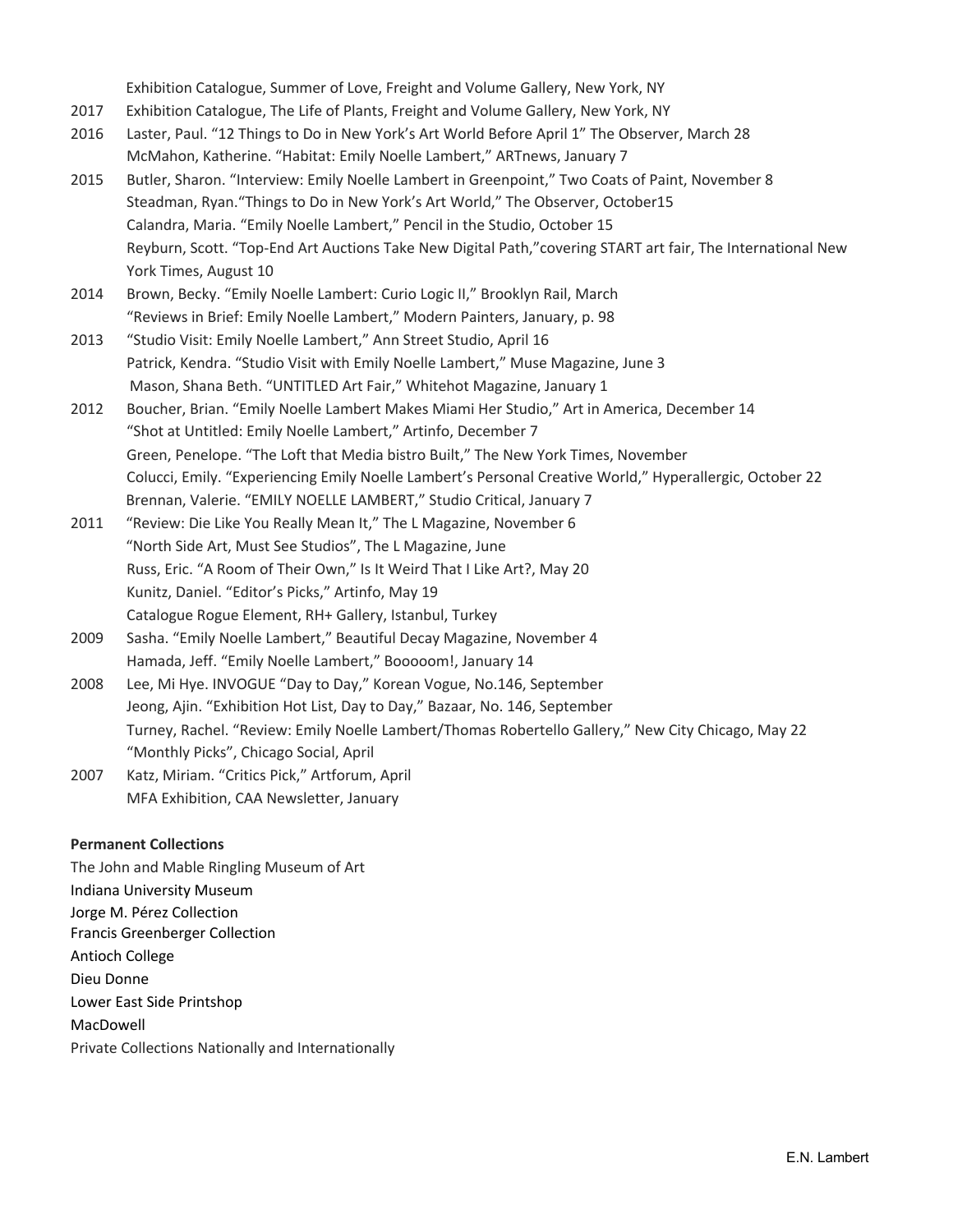Exhibition Catalogue, Summer of Love, Freight and Volume Gallery, New York, NY

2017 Exhibition Catalogue, The Life of Plants, Freight and Volume Gallery, New York, NY

2016 Laster, Paul. "12 Things to Do in New York's Art World Before April 1" The Observer, March 28
McMahon, Katherine. "Habitat: Emily Noelle Lambert," ARTnews, January 7

2015 Butler, Sharon. "Interview: Emily Noelle Lambert in Greenpoint," Two Coats of Paint, November 8
Steadman, Ryan."Things to Do in New York's Art World," The Observer, October15
Calandra, Maria. "Emily Noelle Lambert," Pencil in the Studio, October 15
Reyburn, Scott. "Top-End Art Auctions Take New Digital Path,"covering START art fair, The International New York Times, August 10

2014 Brown, Becky. "Emily Noelle Lambert: Curio Logic II," Brooklyn Rail, March
"Reviews in Brief: Emily Noelle Lambert," Modern Painters, January, p. 98

2013 "Studio Visit: Emily Noelle Lambert," Ann Street Studio, April 16
Patrick, Kendra. "Studio Visit with Emily Noelle Lambert," Muse Magazine, June 3
Mason, Shana Beth. "UNTITLED Art Fair," Whitehot Magazine, January 1

2012 Boucher, Brian. "Emily Noelle Lambert Makes Miami Her Studio," Art in America, December 14
"Shot at Untitled: Emily Noelle Lambert," Artinfo, December 7
Green, Penelope. "The Loft that Media bistro Built," The New York Times, November
Colucci, Emily. "Experiencing Emily Noelle Lambert's Personal Creative World," Hyperallergic, October 22
Brennan, Valerie. "EMILY NOELLE LAMBERT," Studio Critical, January 7

2011 "Review: Die Like You Really Mean It," The L Magazine, November 6
"North Side Art, Must See Studios", The L Magazine, June
Russ, Eric. "A Room of Their Own," Is It Weird That I Like Art?, May 20
Kunitz, Daniel. "Editor's Picks," Artinfo, May 19
Catalogue Rogue Element, RH+ Gallery, Istanbul, Turkey

2009 Sasha. "Emily Noelle Lambert," Beautiful Decay Magazine, November 4
Hamada, Jeff. "Emily Noelle Lambert," Booooom!, January 14

2008 Lee, Mi Hye. INVOGUE "Day to Day," Korean Vogue, No.146, September
Jeong, Ajin. "Exhibition Hot List, Day to Day," Bazaar, No. 146, September
Turney, Rachel. "Review: Emily Noelle Lambert/Thomas Robertello Gallery," New City Chicago, May 22
"Monthly Picks", Chicago Social, April

2007 Katz, Miriam. "Critics Pick," Artforum, April
MFA Exhibition, CAA Newsletter, January

**Permanent Collections**

The John and Mable Ringling Museum of Art
Indiana University Museum
Jorge M. Pérez Collection
Francis Greenberger Collection
Antioch College
Dieu Donne
Lower East Side Printshop
MacDowell
Private Collections Nationally and Internationally